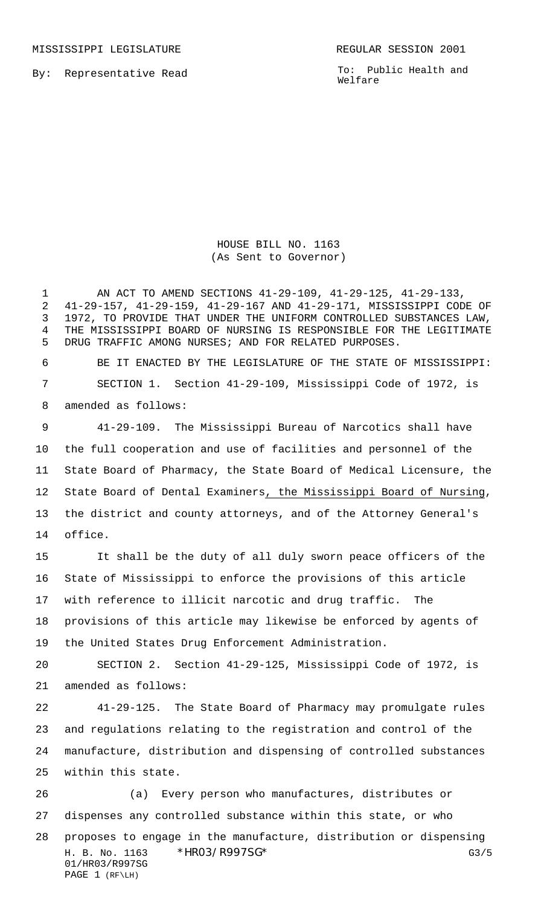MISSISSIPPI LEGISLATURE REGULAR SESSION 2001

By: Representative Read

To: Public Health and Welfare

# HOUSE BILL NO. 1163
(As Sent to Governor)

AN ACT TO AMEND SECTIONS 41-29-109, 41-29-125, 41-29-133, 41-29-157, 41-29-159, 41-29-167 AND 41-29-171, MISSISSIPPI CODE OF 1972, TO PROVIDE THAT UNDER THE UNIFORM CONTROLLED SUBSTANCES LAW, THE MISSISSIPPI BOARD OF NURSING IS RESPONSIBLE FOR THE LEGITIMATE DRUG TRAFFIC AMONG NURSES; AND FOR RELATED PURPOSES.

BE IT ENACTED BY THE LEGISLATURE OF THE STATE OF MISSISSIPPI:

SECTION 1. Section 41-29-109, Mississippi Code of 1972, is amended as follows:

41-29-109. The Mississippi Bureau of Narcotics shall have the full cooperation and use of facilities and personnel of the State Board of Pharmacy, the State Board of Medical Licensure, the State Board of Dental Examiners, the Mississippi Board of Nursing, the district and county attorneys, and of the Attorney General's office.

It shall be the duty of all duly sworn peace officers of the State of Mississippi to enforce the provisions of this article with reference to illicit narcotic and drug traffic. The provisions of this article may likewise be enforced by agents of the United States Drug Enforcement Administration.

SECTION 2. Section 41-29-125, Mississippi Code of 1972, is amended as follows:

41-29-125. The State Board of Pharmacy may promulgate rules and regulations relating to the registration and control of the manufacture, distribution and dispensing of controlled substances within this state.

(a) Every person who manufactures, distributes or dispenses any controlled substance within this state, or who proposes to engage in the manufacture, distribution or dispensing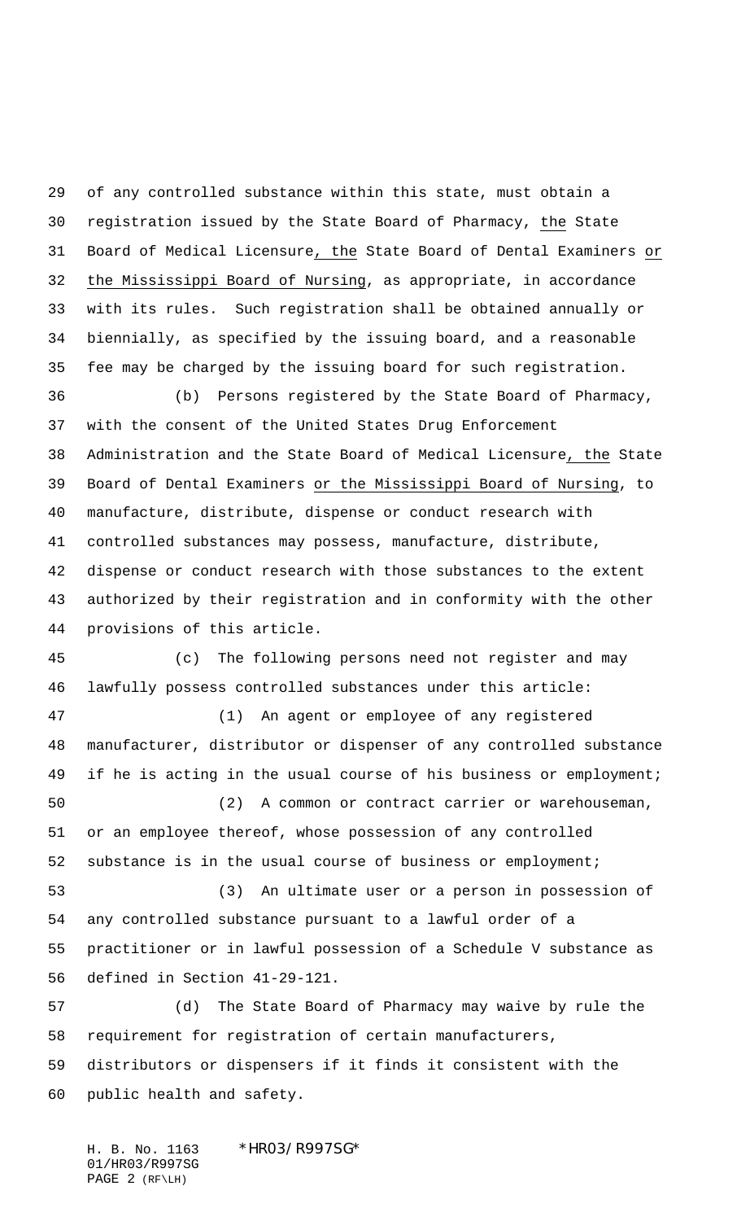of any controlled substance within this state, must obtain a registration issued by the State Board of Pharmacy, the State Board of Medical Licensure, the State Board of Dental Examiners or the Mississippi Board of Nursing, as appropriate, in accordance with its rules. Such registration shall be obtained annually or biennially, as specified by the issuing board, and a reasonable fee may be charged by the issuing board for such registration.

(b) Persons registered by the State Board of Pharmacy, with the consent of the United States Drug Enforcement Administration and the State Board of Medical Licensure, the State Board of Dental Examiners or the Mississippi Board of Nursing, to manufacture, distribute, dispense or conduct research with controlled substances may possess, manufacture, distribute, dispense or conduct research with those substances to the extent authorized by their registration and in conformity with the other provisions of this article.

(c) The following persons need not register and may lawfully possess controlled substances under this article:

(1) An agent or employee of any registered manufacturer, distributor or dispenser of any controlled substance if he is acting in the usual course of his business or employment;

(2) A common or contract carrier or warehouseman, or an employee thereof, whose possession of any controlled substance is in the usual course of business or employment;

(3) An ultimate user or a person in possession of any controlled substance pursuant to a lawful order of a practitioner or in lawful possession of a Schedule V substance as defined in Section 41-29-121.

(d) The State Board of Pharmacy may waive by rule the requirement for registration of certain manufacturers, distributors or dispensers if it finds it consistent with the public health and safety.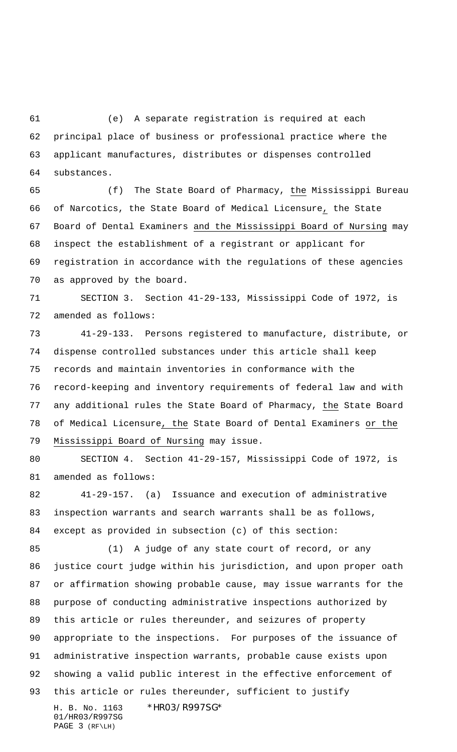(e) A separate registration is required at each principal place of business or professional practice where the applicant manufactures, distributes or dispenses controlled substances.

(f) The State Board of Pharmacy, the Mississippi Bureau of Narcotics, the State Board of Medical Licensure, the State Board of Dental Examiners and the Mississippi Board of Nursing may inspect the establishment of a registrant or applicant for registration in accordance with the regulations of these agencies as approved by the board.

SECTION 3. Section 41-29-133, Mississippi Code of 1972, is amended as follows:

41-29-133. Persons registered to manufacture, distribute, or dispense controlled substances under this article shall keep records and maintain inventories in conformance with the record-keeping and inventory requirements of federal law and with any additional rules the State Board of Pharmacy, the State Board of Medical Licensure, the State Board of Dental Examiners or the Mississippi Board of Nursing may issue.

SECTION 4. Section 41-29-157, Mississippi Code of 1972, is amended as follows:

41-29-157. (a) Issuance and execution of administrative inspection warrants and search warrants shall be as follows, except as provided in subsection (c) of this section:

(1) A judge of any state court of record, or any justice court judge within his jurisdiction, and upon proper oath or affirmation showing probable cause, may issue warrants for the purpose of conducting administrative inspections authorized by this article or rules thereunder, and seizures of property appropriate to the inspections. For purposes of the issuance of administrative inspection warrants, probable cause exists upon showing a valid public interest in the effective enforcement of this article or rules thereunder, sufficient to justify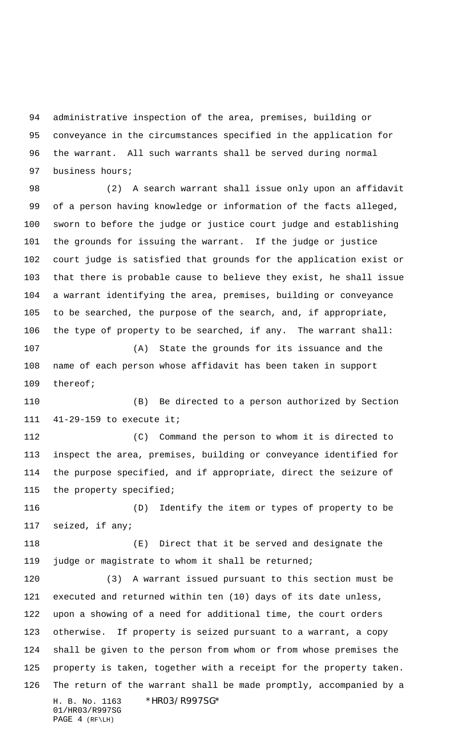administrative inspection of the area, premises, building or conveyance in the circumstances specified in the application for the warrant. All such warrants shall be served during normal business hours;

(2) A search warrant shall issue only upon an affidavit of a person having knowledge or information of the facts alleged, sworn to before the judge or justice court judge and establishing the grounds for issuing the warrant. If the judge or justice court judge is satisfied that grounds for the application exist or that there is probable cause to believe they exist, he shall issue a warrant identifying the area, premises, building or conveyance to be searched, the purpose of the search, and, if appropriate, the type of property to be searched, if any. The warrant shall:

(A) State the grounds for its issuance and the name of each person whose affidavit has been taken in support thereof;

(B) Be directed to a person authorized by Section 41-29-159 to execute it;

(C) Command the person to whom it is directed to inspect the area, premises, building or conveyance identified for the purpose specified, and if appropriate, direct the seizure of the property specified;

(D) Identify the item or types of property to be seized, if any;

(E) Direct that it be served and designate the judge or magistrate to whom it shall be returned;

(3) A warrant issued pursuant to this section must be executed and returned within ten (10) days of its date unless, upon a showing of a need for additional time, the court orders otherwise. If property is seized pursuant to a warrant, a copy shall be given to the person from whom or from whose premises the property is taken, together with a receipt for the property taken. The return of the warrant shall be made promptly, accompanied by a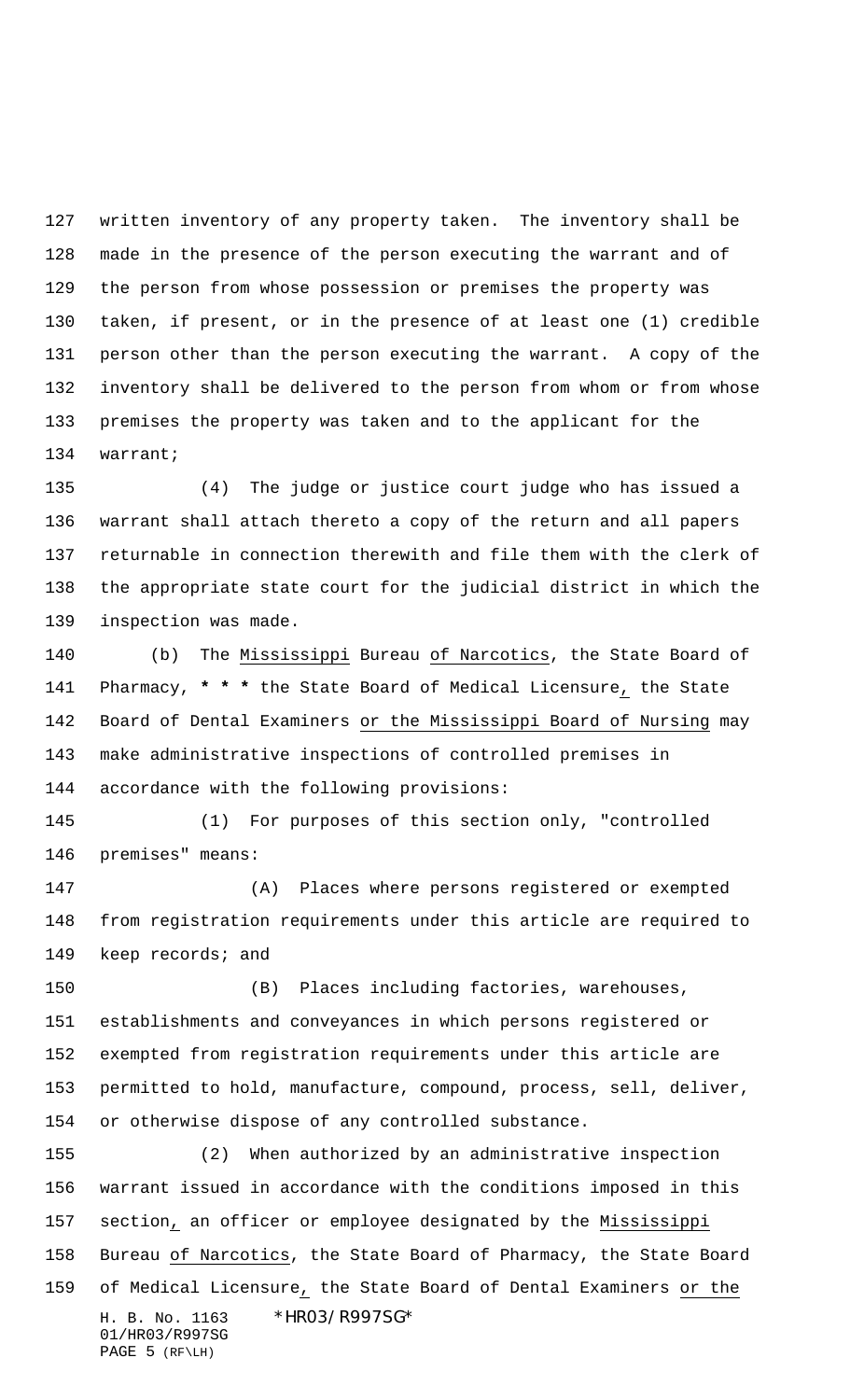written inventory of any property taken. The inventory shall be made in the presence of the person executing the warrant and of the person from whose possession or premises the property was taken, if present, or in the presence of at least one (1) credible person other than the person executing the warrant. A copy of the inventory shall be delivered to the person from whom or from whose premises the property was taken and to the applicant for the warrant;

(4) The judge or justice court judge who has issued a warrant shall attach thereto a copy of the return and all papers returnable in connection therewith and file them with the clerk of the appropriate state court for the judicial district in which the inspection was made.

(b) The Mississippi Bureau of Narcotics, the State Board of Pharmacy, * * * the State Board of Medical Licensure, the State Board of Dental Examiners or the Mississippi Board of Nursing may make administrative inspections of controlled premises in accordance with the following provisions:

(1) For purposes of this section only, "controlled premises" means:

(A) Places where persons registered or exempted from registration requirements under this article are required to keep records; and

(B) Places including factories, warehouses, establishments and conveyances in which persons registered or exempted from registration requirements under this article are permitted to hold, manufacture, compound, process, sell, deliver, or otherwise dispose of any controlled substance.

(2) When authorized by an administrative inspection warrant issued in accordance with the conditions imposed in this section, an officer or employee designated by the Mississippi Bureau of Narcotics, the State Board of Pharmacy, the State Board of Medical Licensure, the State Board of Dental Examiners or the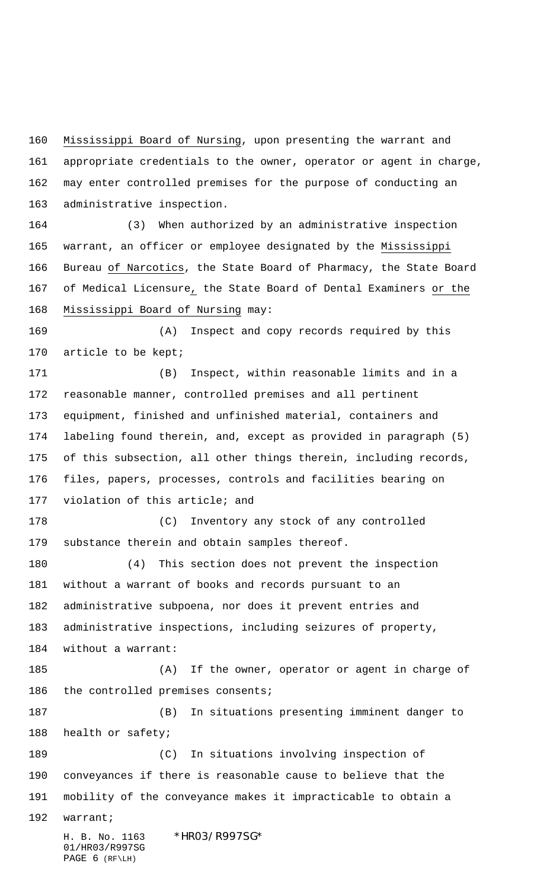Mississippi Board of Nursing, upon presenting the warrant and appropriate credentials to the owner, operator or agent in charge, may enter controlled premises for the purpose of conducting an administrative inspection.

(3) When authorized by an administrative inspection warrant, an officer or employee designated by the Mississippi Bureau of Narcotics, the State Board of Pharmacy, the State Board of Medical Licensure, the State Board of Dental Examiners or the Mississippi Board of Nursing may:

(A) Inspect and copy records required by this article to be kept;

(B) Inspect, within reasonable limits and in a reasonable manner, controlled premises and all pertinent equipment, finished and unfinished material, containers and labeling found therein, and, except as provided in paragraph (5) of this subsection, all other things therein, including records, files, papers, processes, controls and facilities bearing on violation of this article; and

(C) Inventory any stock of any controlled substance therein and obtain samples thereof.

(4) This section does not prevent the inspection without a warrant of books and records pursuant to an administrative subpoena, nor does it prevent entries and administrative inspections, including seizures of property, without a warrant:

(A) If the owner, operator or agent in charge of the controlled premises consents;

(B) In situations presenting imminent danger to health or safety;

(C) In situations involving inspection of conveyances if there is reasonable cause to believe that the mobility of the conveyance makes it impracticable to obtain a warrant;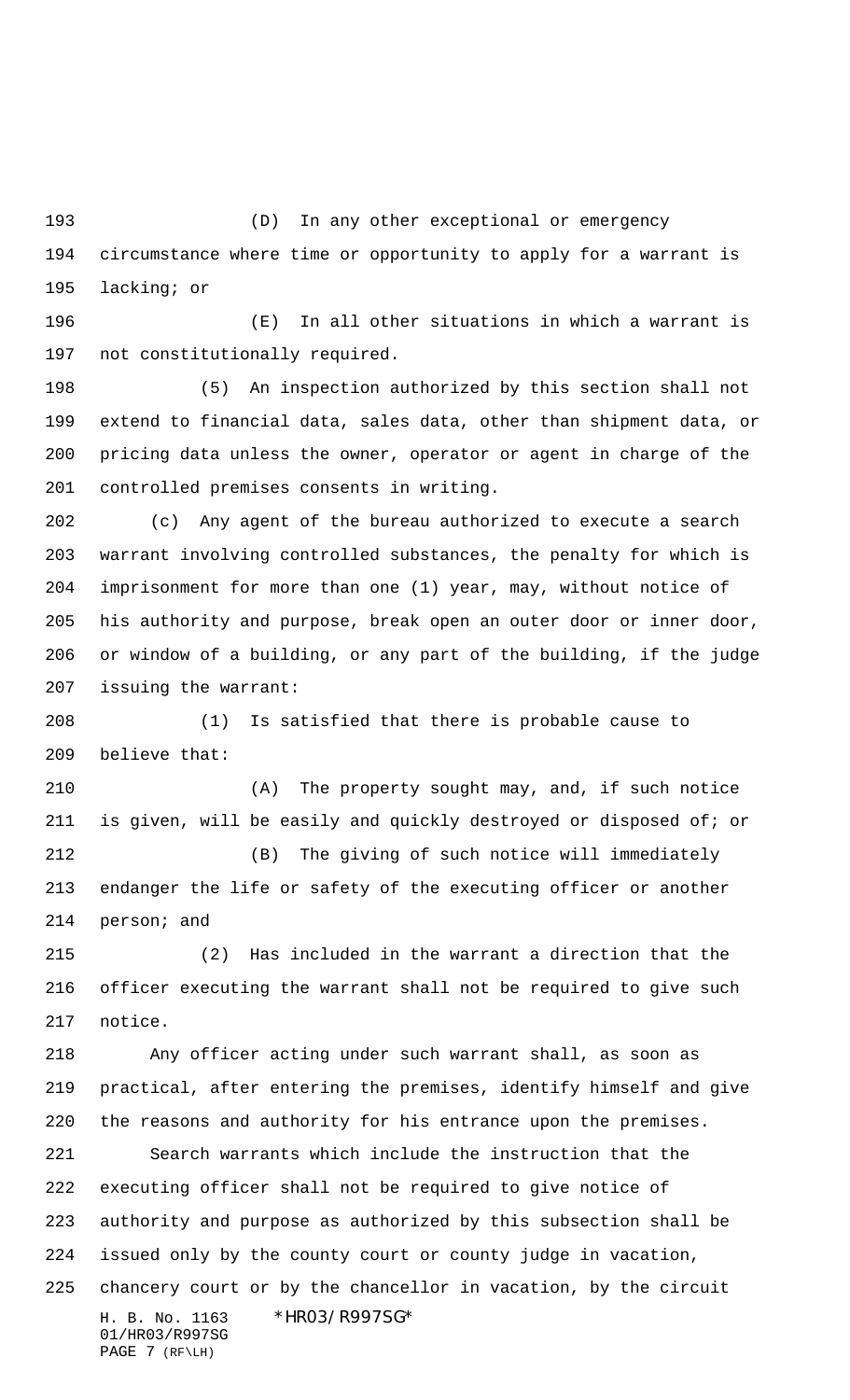(D) In any other exceptional or emergency circumstance where time or opportunity to apply for a warrant is lacking; or

(E) In all other situations in which a warrant is not constitutionally required.

(5) An inspection authorized by this section shall not extend to financial data, sales data, other than shipment data, or pricing data unless the owner, operator or agent in charge of the controlled premises consents in writing.

(c) Any agent of the bureau authorized to execute a search warrant involving controlled substances, the penalty for which is imprisonment for more than one (1) year, may, without notice of his authority and purpose, break open an outer door or inner door, or window of a building, or any part of the building, if the judge issuing the warrant:

(1) Is satisfied that there is probable cause to believe that:

(A) The property sought may, and, if such notice is given, will be easily and quickly destroyed or disposed of; or

(B) The giving of such notice will immediately endanger the life or safety of the executing officer or another person; and

(2) Has included in the warrant a direction that the officer executing the warrant shall not be required to give such notice.

Any officer acting under such warrant shall, as soon as practical, after entering the premises, identify himself and give the reasons and authority for his entrance upon the premises.

Search warrants which include the instruction that the executing officer shall not be required to give notice of authority and purpose as authorized by this subsection shall be issued only by the county court or county judge in vacation, chancery court or by the chancellor in vacation, by the circuit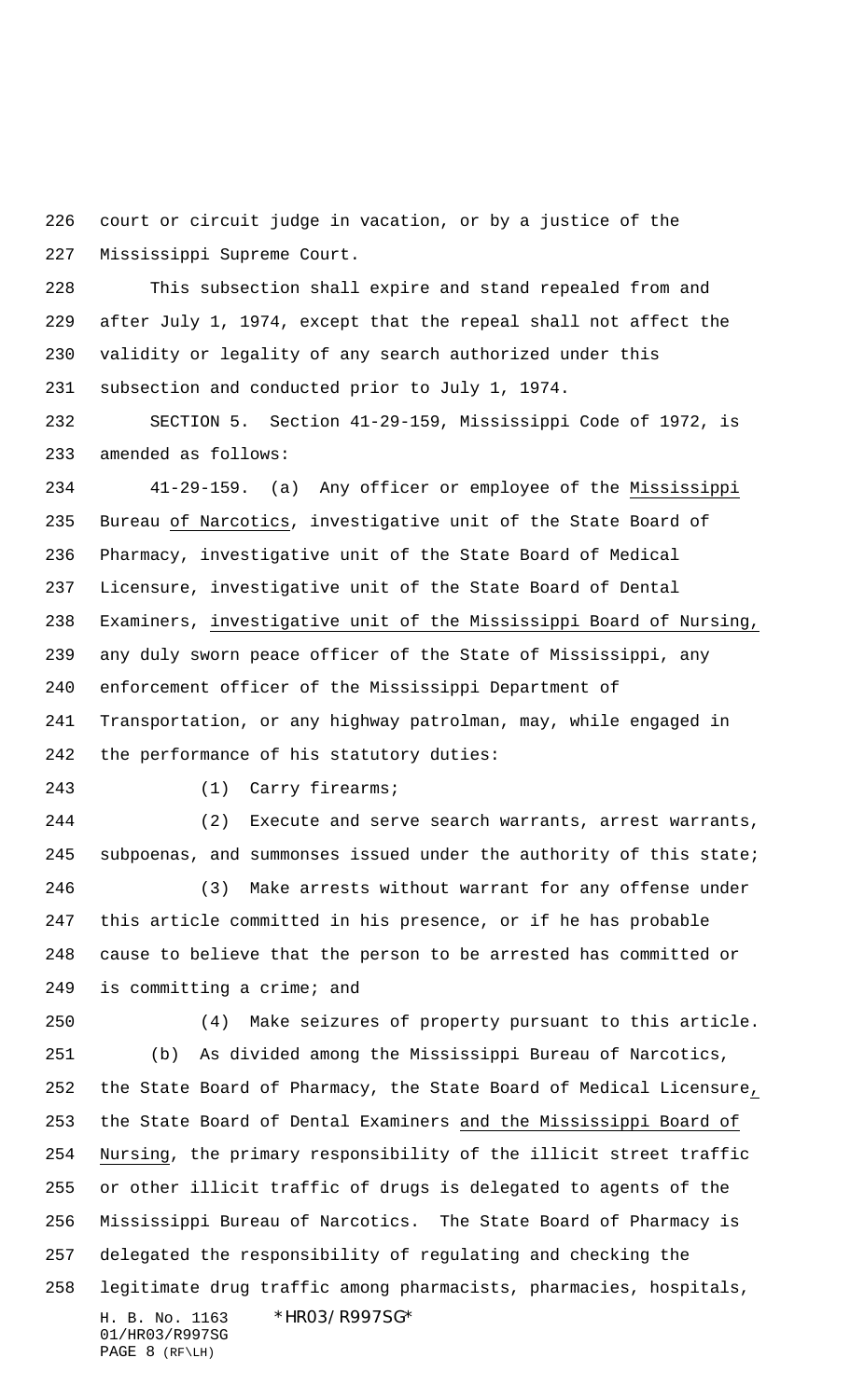court or circuit judge in vacation, or by a justice of the Mississippi Supreme Court.

This subsection shall expire and stand repealed from and after July 1, 1974, except that the repeal shall not affect the validity or legality of any search authorized under this subsection and conducted prior to July 1, 1974.

SECTION 5. Section 41-29-159, Mississippi Code of 1972, is amended as follows:

41-29-159. (a) Any officer or employee of the Mississippi Bureau of Narcotics, investigative unit of the State Board of Pharmacy, investigative unit of the State Board of Medical Licensure, investigative unit of the State Board of Dental Examiners, investigative unit of the Mississippi Board of Nursing, any duly sworn peace officer of the State of Mississippi, any enforcement officer of the Mississippi Department of Transportation, or any highway patrolman, may, while engaged in the performance of his statutory duties:

(1) Carry firearms;

(2) Execute and serve search warrants, arrest warrants, subpoenas, and summonses issued under the authority of this state;

(3) Make arrests without warrant for any offense under this article committed in his presence, or if he has probable cause to believe that the person to be arrested has committed or is committing a crime; and

(4) Make seizures of property pursuant to this article.

(b) As divided among the Mississippi Bureau of Narcotics, the State Board of Pharmacy, the State Board of Medical Licensure, the State Board of Dental Examiners and the Mississippi Board of Nursing, the primary responsibility of the illicit street traffic or other illicit traffic of drugs is delegated to agents of the Mississippi Bureau of Narcotics. The State Board of Pharmacy is delegated the responsibility of regulating and checking the legitimate drug traffic among pharmacists, pharmacies, hospitals,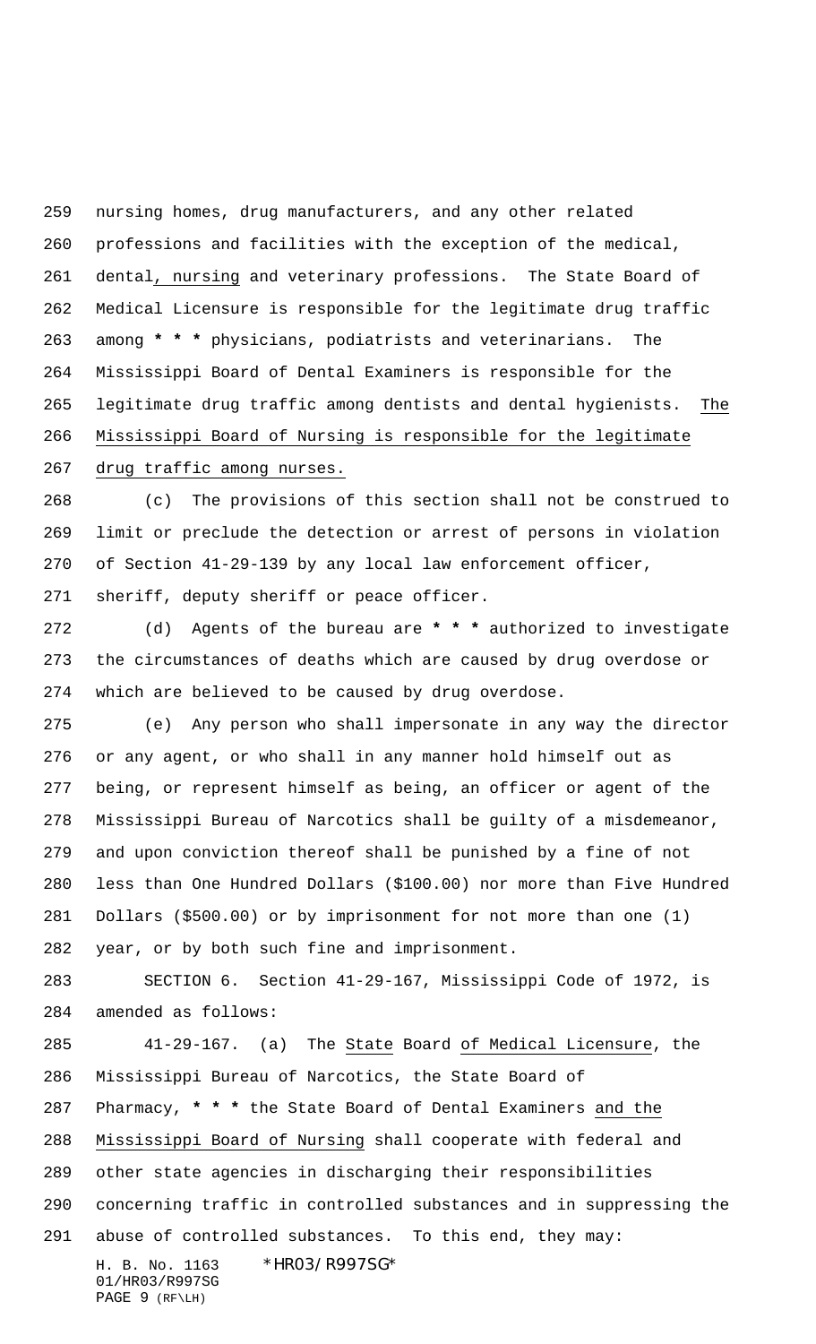nursing homes, drug manufacturers, and any other related professions and facilities with the exception of the medical, dental, nursing and veterinary professions. The State Board of Medical Licensure is responsible for the legitimate drug traffic among * * * physicians, podiatrists and veterinarians. The Mississippi Board of Dental Examiners is responsible for the legitimate drug traffic among dentists and dental hygienists. The Mississippi Board of Nursing is responsible for the legitimate drug traffic among nurses.

(c) The provisions of this section shall not be construed to limit or preclude the detection or arrest of persons in violation of Section 41-29-139 by any local law enforcement officer, sheriff, deputy sheriff or peace officer.

(d) Agents of the bureau are * * * authorized to investigate the circumstances of deaths which are caused by drug overdose or which are believed to be caused by drug overdose.

(e) Any person who shall impersonate in any way the director or any agent, or who shall in any manner hold himself out as being, or represent himself as being, an officer or agent of the Mississippi Bureau of Narcotics shall be guilty of a misdemeanor, and upon conviction thereof shall be punished by a fine of not less than One Hundred Dollars ($100.00) nor more than Five Hundred Dollars ($500.00) or by imprisonment for not more than one (1) year, or by both such fine and imprisonment.

SECTION 6. Section 41-29-167, Mississippi Code of 1972, is amended as follows:

41-29-167. (a) The State Board of Medical Licensure, the Mississippi Bureau of Narcotics, the State Board of Pharmacy, * * * the State Board of Dental Examiners and the Mississippi Board of Nursing shall cooperate with federal and other state agencies in discharging their responsibilities concerning traffic in controlled substances and in suppressing the abuse of controlled substances. To this end, they may: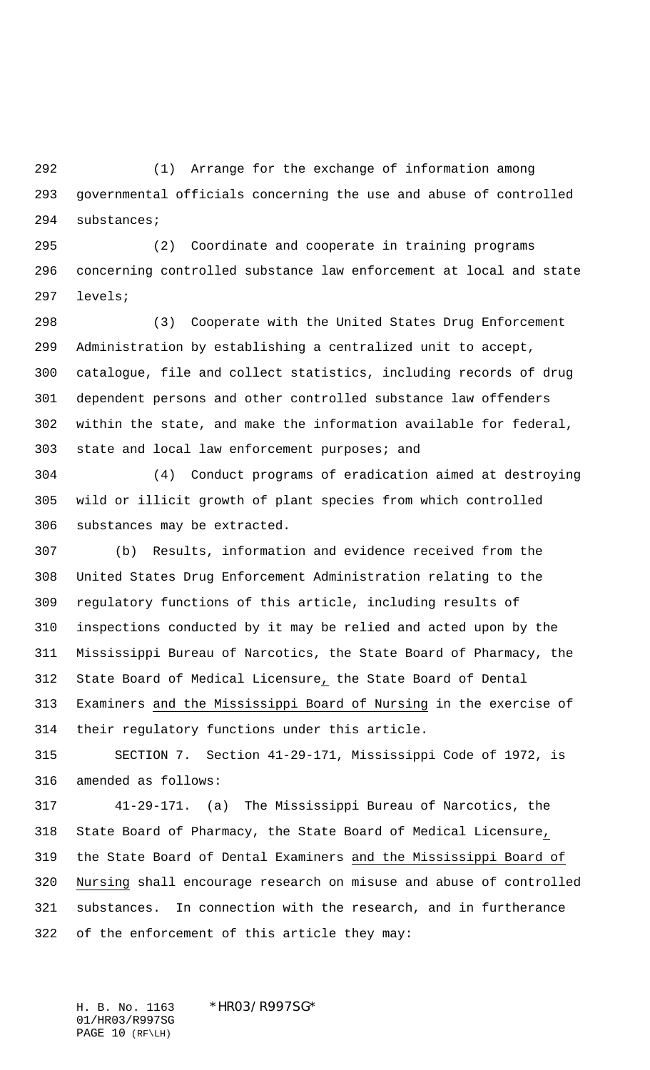(1) Arrange for the exchange of information among governmental officials concerning the use and abuse of controlled substances;

(2) Coordinate and cooperate in training programs concerning controlled substance law enforcement at local and state levels;

(3) Cooperate with the United States Drug Enforcement Administration by establishing a centralized unit to accept, catalogue, file and collect statistics, including records of drug dependent persons and other controlled substance law offenders within the state, and make the information available for federal, state and local law enforcement purposes; and

(4) Conduct programs of eradication aimed at destroying wild or illicit growth of plant species from which controlled substances may be extracted.

(b) Results, information and evidence received from the United States Drug Enforcement Administration relating to the regulatory functions of this article, including results of inspections conducted by it may be relied and acted upon by the Mississippi Bureau of Narcotics, the State Board of Pharmacy, the State Board of Medical Licensure, the State Board of Dental Examiners and the Mississippi Board of Nursing in the exercise of their regulatory functions under this article.

SECTION 7. Section 41-29-171, Mississippi Code of 1972, is amended as follows:

41-29-171. (a) The Mississippi Bureau of Narcotics, the State Board of Pharmacy, the State Board of Medical Licensure, the State Board of Dental Examiners and the Mississippi Board of Nursing shall encourage research on misuse and abuse of controlled substances. In connection with the research, and in furtherance of the enforcement of this article they may: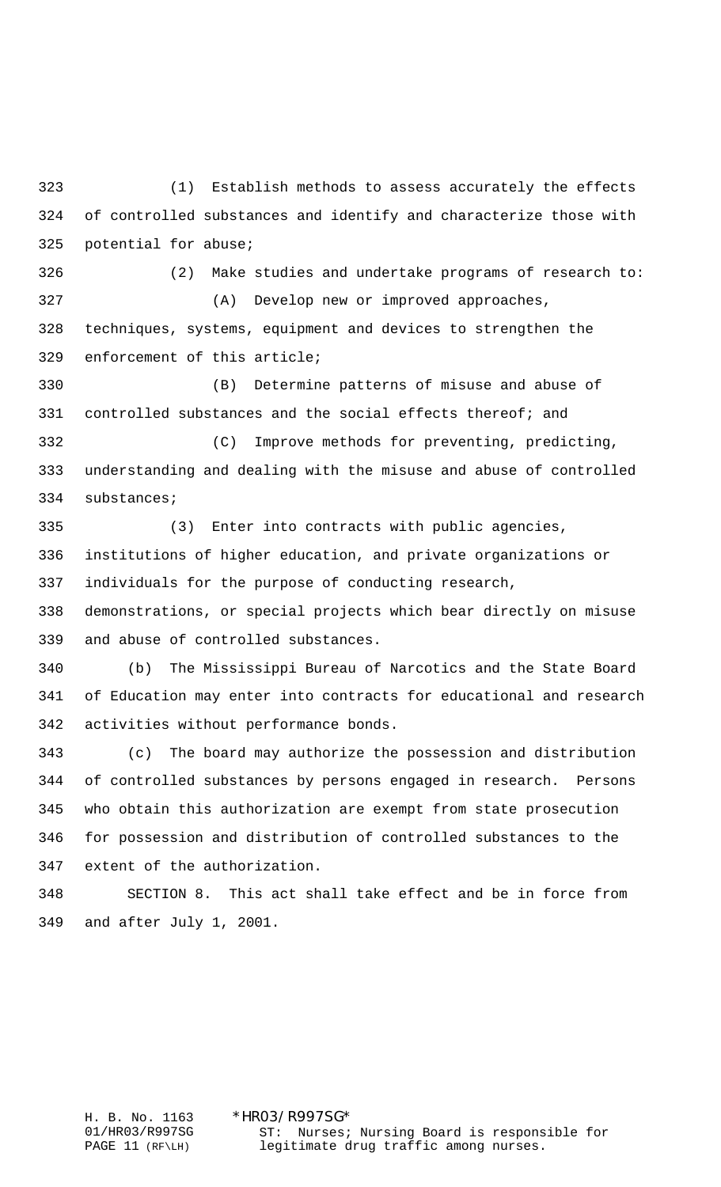(1) Establish methods to assess accurately the effects of controlled substances and identify and characterize those with potential for abuse;

(2) Make studies and undertake programs of research to:

(A) Develop new or improved approaches, techniques, systems, equipment and devices to strengthen the enforcement of this article;

(B) Determine patterns of misuse and abuse of controlled substances and the social effects thereof; and

(C) Improve methods for preventing, predicting, understanding and dealing with the misuse and abuse of controlled substances;

(3) Enter into contracts with public agencies, institutions of higher education, and private organizations or individuals for the purpose of conducting research, demonstrations, or special projects which bear directly on misuse and abuse of controlled substances.

(b) The Mississippi Bureau of Narcotics and the State Board of Education may enter into contracts for educational and research activities without performance bonds.

(c) The board may authorize the possession and distribution of controlled substances by persons engaged in research. Persons who obtain this authorization are exempt from state prosecution for possession and distribution of controlled substances to the extent of the authorization.

SECTION 8. This act shall take effect and be in force from and after July 1, 2001.

ST: Nurses; Nursing Board is responsible for legitimate drug traffic among nurses.